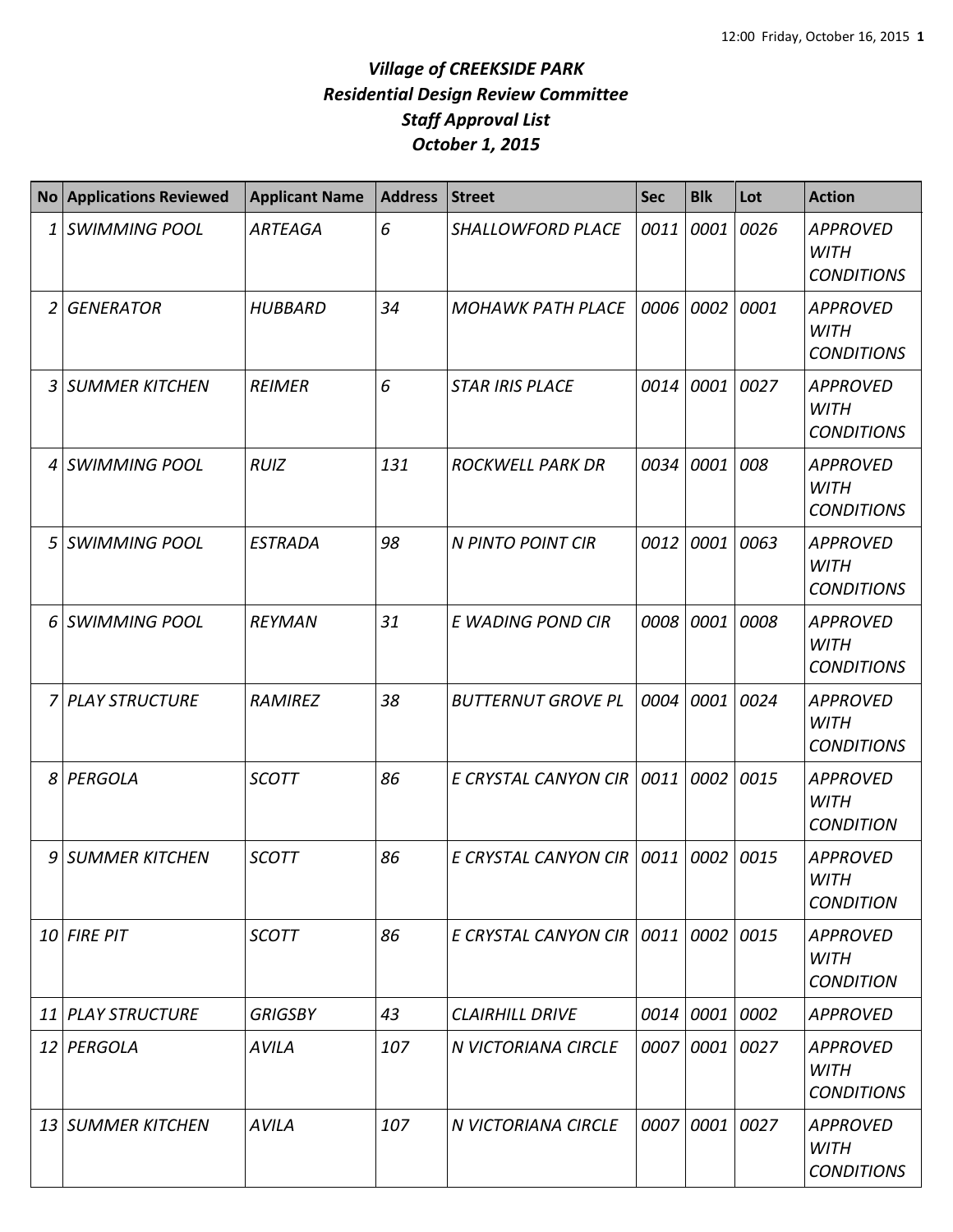# *Village of CREEKSIDE PARK*
## *Residential Design Review Committee*
## *Staff Approval List*
## *October 1, 2015*

| No | Applications Reviewed | Applicant Name | Address | Street | Sec | Blk | Lot | Action |
|---|---|---|---|---|---|---|---|---|
| 1 | SWIMMING POOL | ARTEAGA | 6 | SHALLOWFORD PLACE | 0011 | 0001 | 0026 | APPROVED WITH CONDITIONS |
| 2 | GENERATOR | HUBBARD | 34 | MOHAWK PATH PLACE | 0006 | 0002 | 0001 | APPROVED WITH CONDITIONS |
| 3 | SUMMER KITCHEN | REIMER | 6 | STAR IRIS PLACE | 0014 | 0001 | 0027 | APPROVED WITH CONDITIONS |
| 4 | SWIMMING POOL | RUIZ | 131 | ROCKWELL PARK DR | 0034 | 0001 | 008 | APPROVED WITH CONDITIONS |
| 5 | SWIMMING POOL | ESTRADA | 98 | N PINTO POINT CIR | 0012 | 0001 | 0063 | APPROVED WITH CONDITIONS |
| 6 | SWIMMING POOL | REYMAN | 31 | E WADING POND CIR | 0008 | 0001 | 0008 | APPROVED WITH CONDITIONS |
| 7 | PLAY STRUCTURE | RAMIREZ | 38 | BUTTERNUT GROVE PL | 0004 | 0001 | 0024 | APPROVED WITH CONDITIONS |
| 8 | PERGOLA | SCOTT | 86 | E CRYSTAL CANYON CIR | 0011 | 0002 | 0015 | APPROVED WITH CONDITION |
| 9 | SUMMER KITCHEN | SCOTT | 86 | E CRYSTAL CANYON CIR | 0011 | 0002 | 0015 | APPROVED WITH CONDITION |
| 10 | FIRE PIT | SCOTT | 86 | E CRYSTAL CANYON CIR | 0011 | 0002 | 0015 | APPROVED WITH CONDITION |
| 11 | PLAY STRUCTURE | GRIGSBY | 43 | CLAIRHILL DRIVE | 0014 | 0001 | 0002 | APPROVED |
| 12 | PERGOLA | AVILA | 107 | N VICTORIANA CIRCLE | 0007 | 0001 | 0027 | APPROVED WITH CONDITIONS |
| 13 | SUMMER KITCHEN | AVILA | 107 | N VICTORIANA CIRCLE | 0007 | 0001 | 0027 | APPROVED WITH CONDITIONS |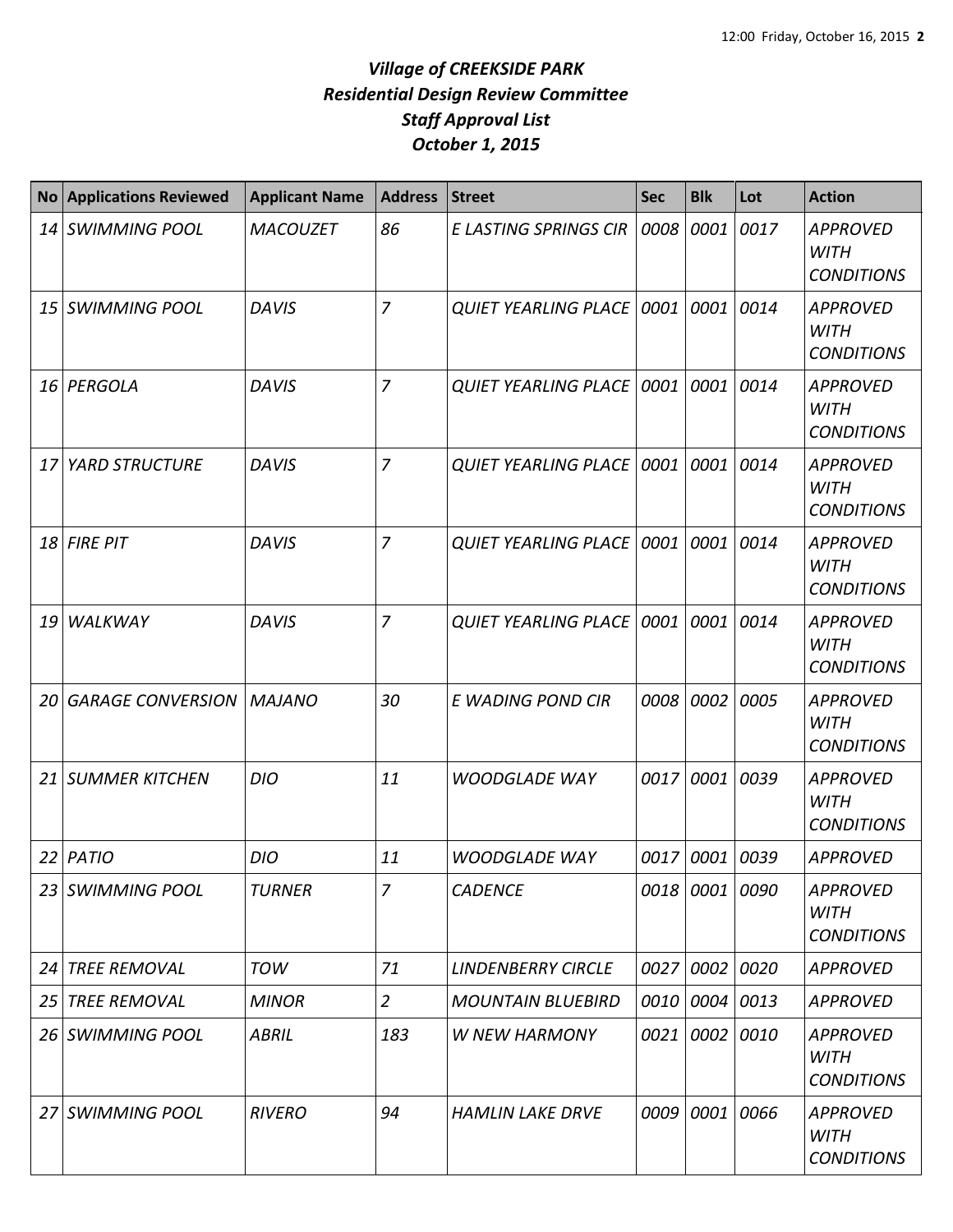# *Village of CREEKSIDE PARK*
## *Residential Design Review Committee*
## *Staff Approval List*
## *October 1, 2015*

| No | Applications Reviewed | Applicant Name | Address | Street | Sec | Blk | Lot | Action |
|---|---|---|---|---|---|---|---|---|
| *14* | *SWIMMING POOL* | *MACOUZET* | *86* | *E LASTING SPRINGS CIR* | *0008* | *0001* | *0017* | *APPROVED WITH CONDITIONS* |
| *15* | *SWIMMING POOL* | *DAVIS* | *7* | *QUIET YEARLING PLACE* | *0001* | *0001* | *0014* | *APPROVED WITH CONDITIONS* |
| *16* | *PERGOLA* | *DAVIS* | *7* | *QUIET YEARLING PLACE* | *0001* | *0001* | *0014* | *APPROVED WITH CONDITIONS* |
| *17* | *YARD STRUCTURE* | *DAVIS* | *7* | *QUIET YEARLING PLACE* | *0001* | *0001* | *0014* | *APPROVED WITH CONDITIONS* |
| *18* | *FIRE PIT* | *DAVIS* | *7* | *QUIET YEARLING PLACE* | *0001* | *0001* | *0014* | *APPROVED WITH CONDITIONS* |
| *19* | *WALKWAY* | *DAVIS* | *7* | *QUIET YEARLING PLACE* | *0001* | *0001* | *0014* | *APPROVED WITH CONDITIONS* |
| *20* | *GARAGE CONVERSION* | *MAJANO* | *30* | *E WADING POND CIR* | *0008* | *0002* | *0005* | *APPROVED WITH CONDITIONS* |
| *21* | *SUMMER KITCHEN* | *DIO* | *11* | *WOODGLADE WAY* | *0017* | *0001* | *0039* | *APPROVED WITH CONDITIONS* |
| *22* | *PATIO* | *DIO* | *11* | *WOODGLADE WAY* | *0017* | *0001* | *0039* | *APPROVED* |
| *23* | *SWIMMING POOL* | *TURNER* | *7* | *CADENCE* | *0018* | *0001* | *0090* | *APPROVED WITH CONDITIONS* |
| *24* | *TREE REMOVAL* | *TOW* | *71* | *LINDENBERRY CIRCLE* | *0027* | *0002* | *0020* | *APPROVED* |
| *25* | *TREE REMOVAL* | *MINOR* | *2* | *MOUNTAIN BLUEBIRD* | *0010* | *0004* | *0013* | *APPROVED* |
| *26* | *SWIMMING POOL* | *ABRIL* | *183* | *W NEW HARMONY* | *0021* | *0002* | *0010* | *APPROVED WITH CONDITIONS* |
| *27* | *SWIMMING POOL* | *RIVERO* | *94* | *HAMLIN LAKE DRVE* | *0009* | *0001* | *0066* | *APPROVED WITH CONDITIONS* |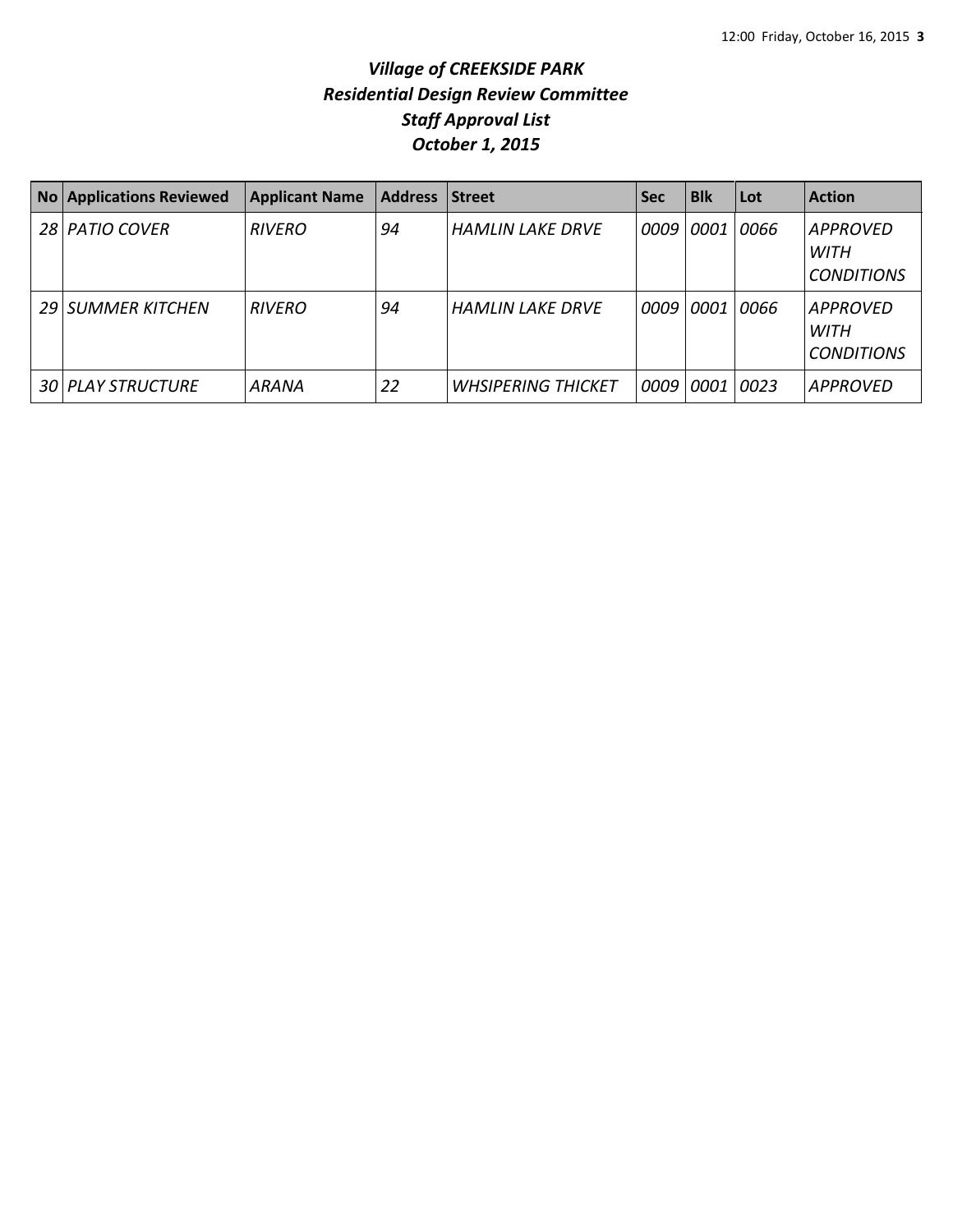# *Village of CREEKSIDE PARK*
## *Residential Design Review Committee*
## *Staff Approval List*
## *October 1, 2015*

| No | Applications Reviewed | Applicant Name | Address | Street | Sec | Blk | Lot | Action |
|---|---|---|---|---|---|---|---|---|
| *28* | *PATIO COVER* | *RIVERO* | *94* | *HAMLIN LAKE DRVE* | *0009* | *0001* | *0066* | *APPROVED WITH CONDITIONS* |
| *29* | *SUMMER KITCHEN* | *RIVERO* | *94* | *HAMLIN LAKE DRVE* | *0009* | *0001* | *0066* | *APPROVED WITH CONDITIONS* |
| *30* | *PLAY STRUCTURE* | *ARANA* | *22* | *WHSIPERING THICKET* | *0009* | *0001* | *0023* | *APPROVED* |